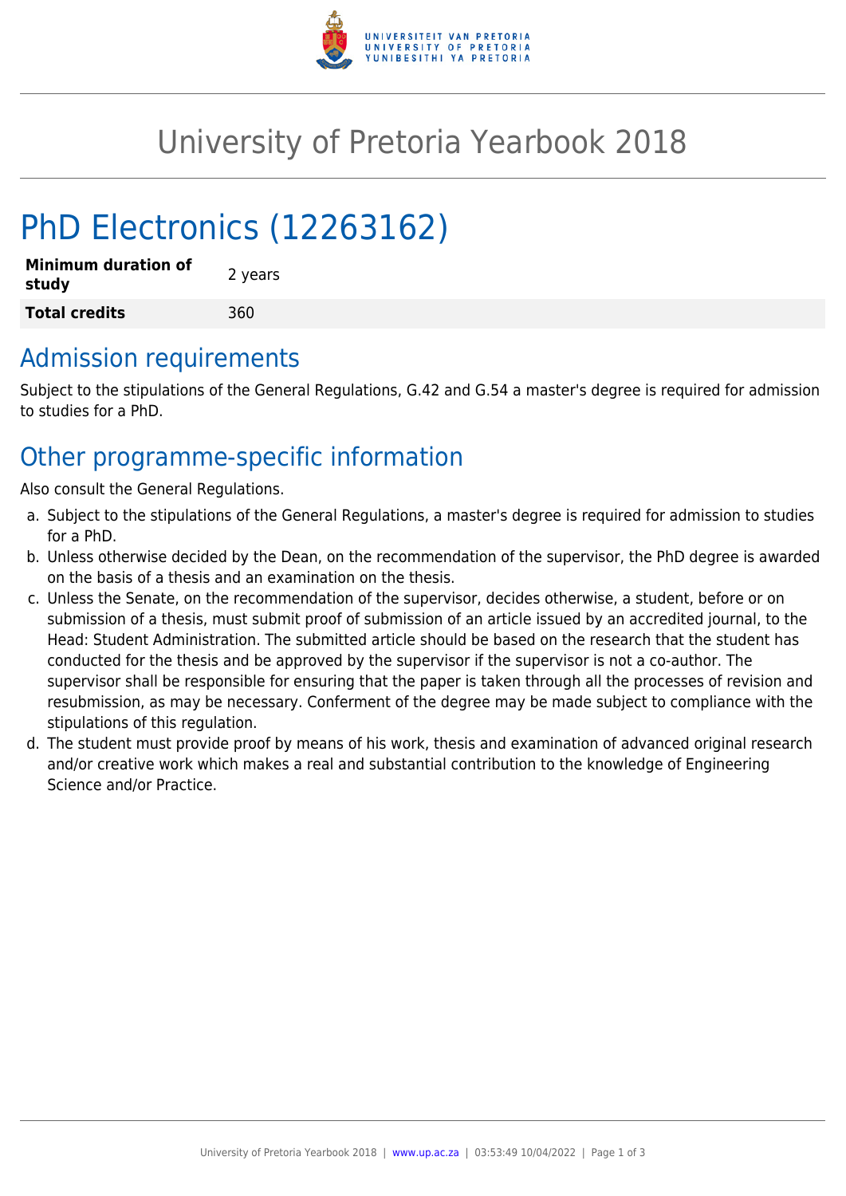# University of Pretoria Yearbook 2018

# PhD Electronics (12263162)

| **Minimum duration of study** | 2 years |
|---|---|
| **Total credits** | 360 |

## Admission requirements

Subject to the stipulations of the General Regulations, G.42 and G.54 a master's degree is required for admission to studies for a PhD.

## Other programme-specific information

Also consult the General Regulations.

a. Subject to the stipulations of the General Regulations, a master's degree is required for admission to studies for a PhD.
b. Unless otherwise decided by the Dean, on the recommendation of the supervisor, the PhD degree is awarded on the basis of a thesis and an examination on the thesis.
c. Unless the Senate, on the recommendation of the supervisor, decides otherwise, a student, before or on submission of a thesis, must submit proof of submission of an article issued by an accredited journal, to the Head: Student Administration. The submitted article should be based on the research that the student has conducted for the thesis and be approved by the supervisor if the supervisor is not a co-author. The supervisor shall be responsible for ensuring that the paper is taken through all the processes of revision and resubmission, as may be necessary. Conferment of the degree may be made subject to compliance with the stipulations of this regulation.
d. The student must provide proof by means of his work, thesis and examination of advanced original research and/or creative work which makes a real and substantial contribution to the knowledge of Engineering Science and/or Practice.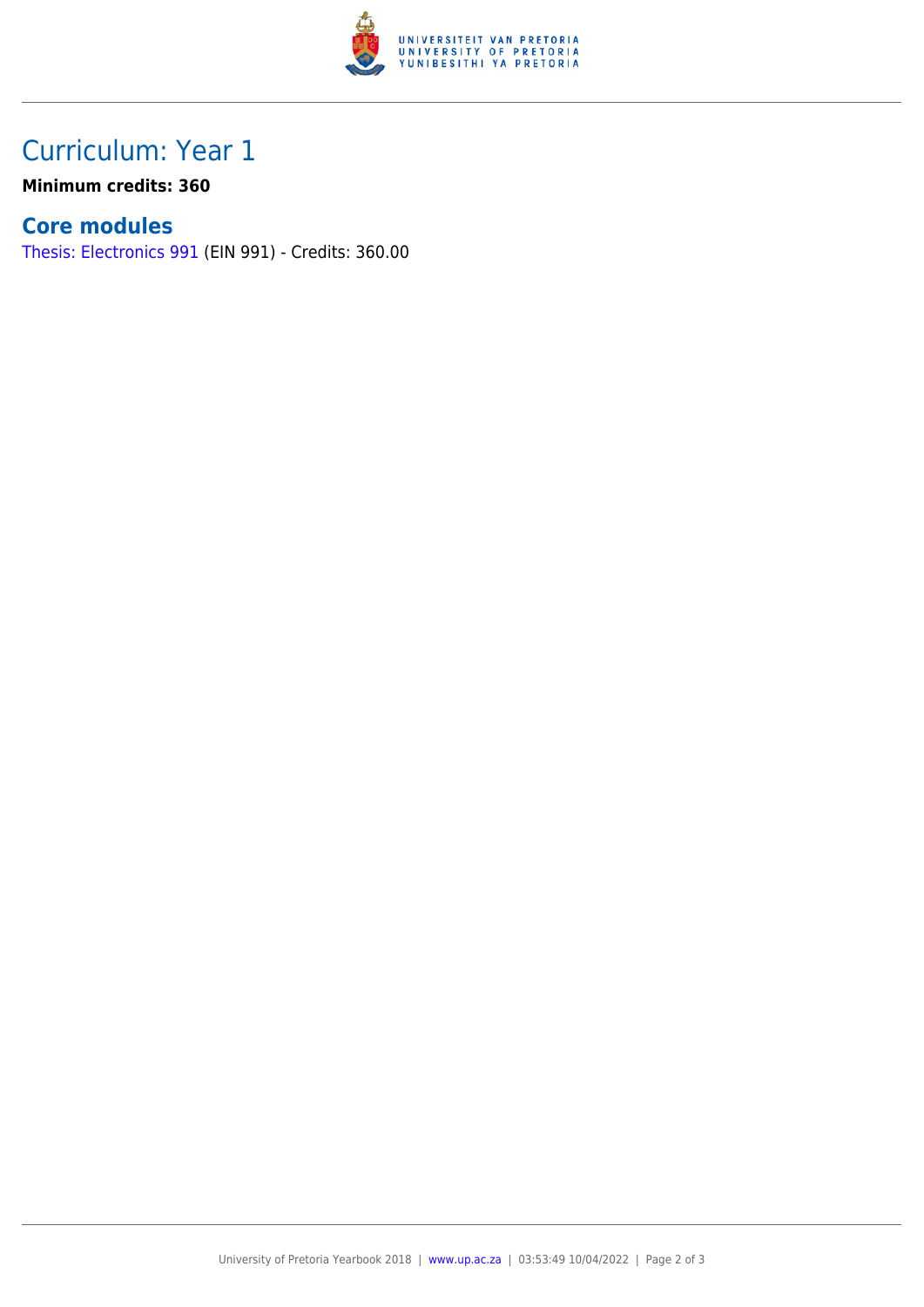## Curriculum: Year 1

**Minimum credits: 360**

### Core modules

Thesis: Electronics 991 (EIN 991) - Credits: 360.00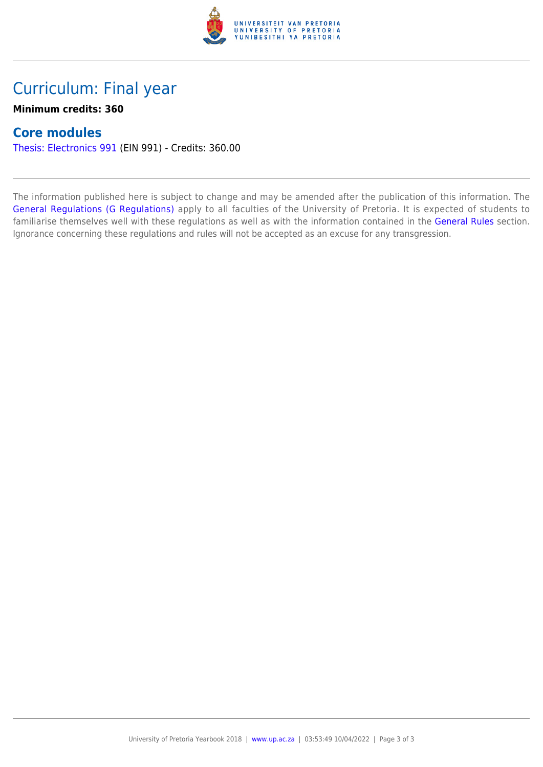# Curriculum: Final year

**Minimum credits: 360**

## Core modules

Thesis: Electronics 991 (EIN 991) - Credits: 360.00

The information published here is subject to change and may be amended after the publication of this information. The General Regulations (G Regulations) apply to all faculties of the University of Pretoria. It is expected of students to familiarise themselves well with these regulations as well as with the information contained in the General Rules section. Ignorance concerning these regulations and rules will not be accepted as an excuse for any transgression.